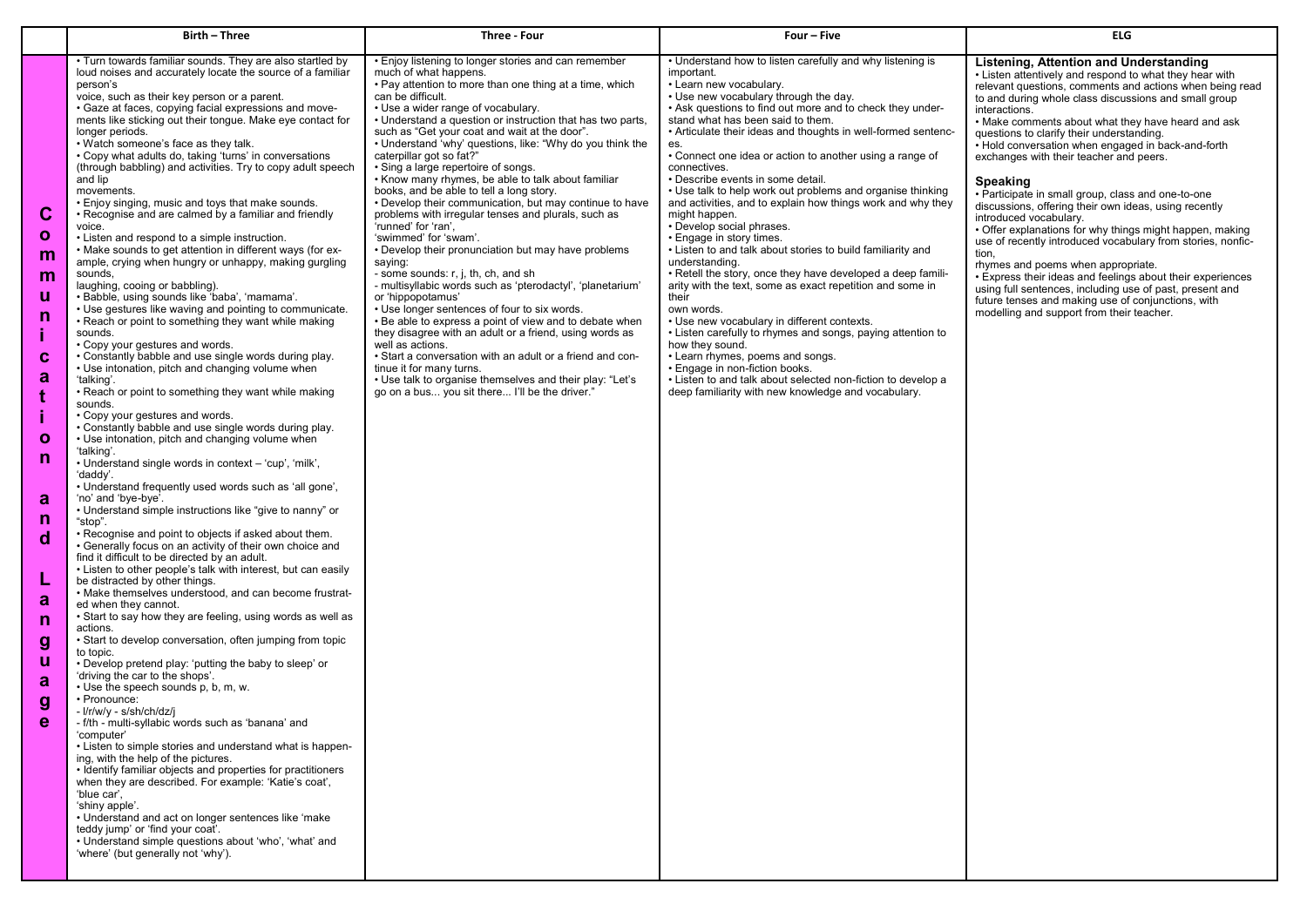| | Birth – Three | Three - Four | Four – Five | ELG |
|---|---|---|---|---|
| **Communication and Language** | • Turn towards familiar sounds. They are also startled by loud noises and accurately locate the source of a familiar person's voice, such as their key person or a parent.<br>• Gaze at faces, copying facial expressions and movements like sticking out their tongue. Make eye contact for longer periods.<br>• Watch someone's face as they talk.<br>• Copy what adults do, taking 'turns' in conversations (through babbling) and activities. Try to copy adult speech and lip movements.<br>• Enjoy singing, music and toys that make sounds.<br>• Recognise and are calmed by a familiar and friendly voice.<br>• Listen and respond to a simple instruction.<br>• Make sounds to get attention in different ways (for example, crying when hungry or unhappy, making gurgling sounds, laughing, cooing or babbling).<br>• Babble, using sounds like 'baba', 'mamama'.<br>• Use gestures like waving and pointing to communicate.<br>• Reach or point to something they want while making sounds.<br>• Copy your gestures and words.<br>• Constantly babble and use single words during play.<br>• Use intonation, pitch and changing volume when 'talking'.<br>• Reach or point to something they want while making sounds.<br>• Copy your gestures and words.<br>• Constantly babble and use single words during play.<br>• Use intonation, pitch and changing volume when 'talking'.<br>• Understand single words in context – 'cup', 'milk', 'daddy'.<br>• Understand frequently used words such as 'all gone', 'no' and 'bye-bye'.<br>• Understand simple instructions like "give to nanny" or "stop".<br>• Recognise and point to objects if asked about them.<br>• Generally focus on an activity of their own choice and find it difficult to be directed by an adult.<br>• Listen to other people's talk with interest, but can easily be distracted by other things.<br>• Make themselves understood, and can become frustrated when they cannot.<br>• Start to say how they are feeling, using words as well as actions.<br>• Start to develop conversation, often jumping from topic to topic.<br>• Develop pretend play: 'putting the baby to sleep' or 'driving the car to the shops'.<br>• Use the speech sounds p, b, m, w.<br>• Pronounce:<br>- l/r/w/y - s/sh/ch/dz/j<br>- f/th - multi-syllabic words such as 'banana' and 'computer'<br>• Listen to simple stories and understand what is happening, with the help of the pictures.<br>• Identify familiar objects and properties for practitioners when they are described. For example: 'Katie's coat', 'blue car', 'shiny apple'.<br>• Understand and act on longer sentences like 'make teddy jump' or 'find your coat'.<br>• Understand simple questions about 'who', 'what' and 'where' (but generally not 'why'). | • Enjoy listening to longer stories and can remember much of what happens.<br>• Pay attention to more than one thing at a time, which can be difficult.<br>• Use a wider range of vocabulary.<br>• Understand a question or instruction that has two parts, such as "Get your coat and wait at the door".<br>• Understand 'why' questions, like: "Why do you think the caterpillar got so fat?"<br>• Sing a large repertoire of songs.<br>• Know many rhymes, be able to talk about familiar books, and be able to tell a long story.<br>• Develop their communication, but may continue to have problems with irregular tenses and plurals, such as 'runned' for 'ran', 'swimmed' for 'swam'.<br>• Develop their pronunciation but may have problems saying:<br>- some sounds: r, j, th, ch, and sh<br>- multisyllabic words such as 'pterodactyl', 'planetarium' or 'hippopotamus'<br>• Use longer sentences of four to six words.<br>• Be able to express a point of view and to debate when they disagree with an adult or a friend, using words as well as actions.<br>• Start a conversation with an adult or a friend and continue it for many turns.<br>• Use talk to organise themselves and their play: "Let's go on a bus... you sit there... I'll be the driver." | • Understand how to listen carefully and why listening is important.<br>• Learn new vocabulary.<br>• Use new vocabulary through the day.<br>• Ask questions to find out more and to check they understand what has been said to them.<br>• Articulate their ideas and thoughts in well-formed sentences.<br>• Connect one idea or action to another using a range of connectives.<br>• Describe events in some detail.<br>• Use talk to help work out problems and organise thinking and activities, and to explain how things work and why they might happen.<br>• Develop social phrases.<br>• Engage in story times.<br>• Listen to and talk about stories to build familiarity and understanding.<br>• Retell the story, once they have developed a deep familiarity with the text, some as exact repetition and some in their own words.<br>• Use new vocabulary in different contexts.<br>• Listen carefully to rhymes and songs, paying attention to how they sound.<br>• Learn rhymes, poems and songs.<br>• Engage in non-fiction books.<br>• Listen to and talk about selected non-fiction to develop a deep familiarity with new knowledge and vocabulary. | **Listening, Attention and Understanding**<br>• Listen attentively and respond to what they hear with relevant questions, comments and actions when being read to and during whole class discussions and small group interactions.<br>• Make comments about what they have heard and ask questions to clarify their understanding.<br>• Hold conversation when engaged in back-and-forth exchanges with their teacher and peers.<br><br>**Speaking**<br>• Participate in small group, class and one-to-one discussions, offering their own ideas, using recently introduced vocabulary.<br>• Offer explanations for why things might happen, making use of recently introduced vocabulary from stories, non-fiction, rhymes and poems when appropriate.<br>• Express their ideas and feelings about their experiences using full sentences, including use of past, present and future tenses and making use of conjunctions, with modelling and support from their teacher. |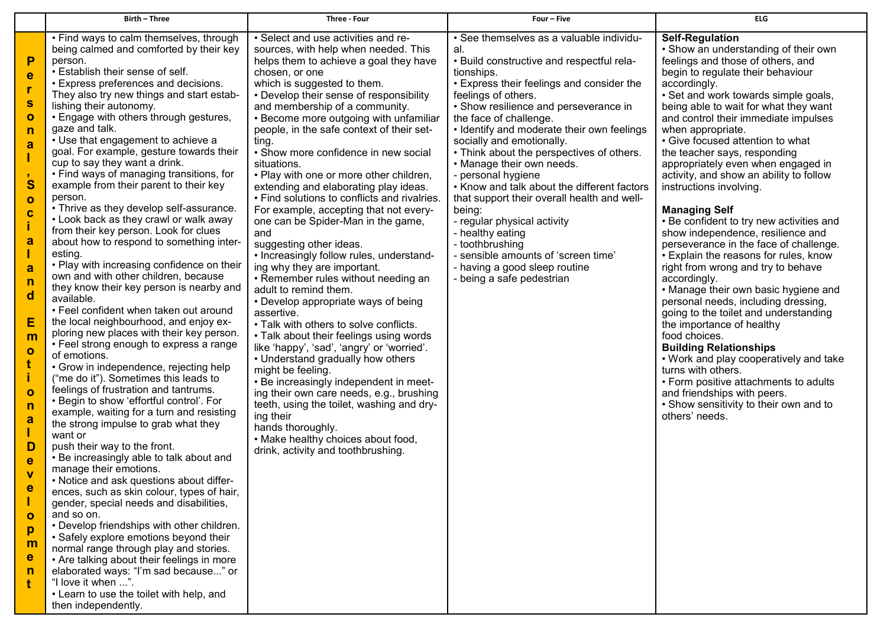| | Birth – Three | Three - Four | Four – Five | ELG |
|---|---|---|---|---|
| **Personal, Social and Emotional Development** | • Find ways to calm themselves, through being calmed and comforted by their key person.<br>• Establish their sense of self.<br>• Express preferences and decisions. They also try new things and start establishing their autonomy.<br>• Engage with others through gestures, gaze and talk.<br>• Use that engagement to achieve a goal. For example, gesture towards their cup to say they want a drink.<br>• Find ways of managing transitions, for example from their parent to their key person.<br>• Thrive as they develop self-assurance.<br>• Look back as they crawl or walk away from their key person. Look for clues about how to respond to something interesting.<br>• Play with increasing confidence on their own and with other children, because they know their key person is nearby and available.<br>• Feel confident when taken out around the local neighbourhood, and enjoy exploring new places with their key person.<br>• Feel strong enough to express a range of emotions.<br>• Grow in independence, rejecting help ("me do it"). Sometimes this leads to feelings of frustration and tantrums.<br>• Begin to show 'effortful control'. For example, waiting for a turn and resisting the strong impulse to grab what they want or push their way to the front.<br>• Be increasingly able to talk about and manage their emotions.<br>• Notice and ask questions about differences, such as skin colour, types of hair, gender, special needs and disabilities, and so on.<br>• Develop friendships with other children.<br>• Safely explore emotions beyond their normal range through play and stories.<br>• Are talking about their feelings in more elaborated ways: "I'm sad because..." or "I love it when ...".<br>• Learn to use the toilet with help, and then independently. | • Select and use activities and resources, with help when needed. This helps them to achieve a goal they have chosen, or one which is suggested to them.<br>• Develop their sense of responsibility and membership of a community.<br>• Become more outgoing with unfamiliar people, in the safe context of their setting.<br>• Show more confidence in new social situations.<br>• Play with one or more other children, extending and elaborating play ideas.<br>• Find solutions to conflicts and rivalries. For example, accepting that not everyone can be Spider-Man in the game, and suggesting other ideas.<br>• Increasingly follow rules, understanding why they are important.<br>• Remember rules without needing an adult to remind them.<br>• Develop appropriate ways of being assertive.<br>• Talk with others to solve conflicts.<br>• Talk about their feelings using words like 'happy', 'sad', 'angry' or 'worried'.<br>• Understand gradually how others might be feeling.<br>• Be increasingly independent in meeting their own care needs, e.g., brushing teeth, using the toilet, washing and drying their hands thoroughly.<br>• Make healthy choices about food, drink, activity and toothbrushing. | • See themselves as a valuable individual.<br>• Build constructive and respectful relationships.<br>• Express their feelings and consider the feelings of others.<br>• Show resilience and perseverance in the face of challenge.<br>• Identify and moderate their own feelings socially and emotionally.<br>• Think about the perspectives of others.<br>• Manage their own needs.<br>- personal hygiene<br>• Know and talk about the different factors that support their overall health and wellbeing:<br>- regular physical activity<br>- healthy eating<br>- toothbrushing<br>- sensible amounts of 'screen time'<br>- having a good sleep routine<br>- being a safe pedestrian | **Self-Regulation**<br>• Show an understanding of their own feelings and those of others, and begin to regulate their behaviour accordingly.<br>• Set and work towards simple goals, being able to wait for what they want and control their immediate impulses when appropriate.<br>• Give focused attention to what the teacher says, responding appropriately even when engaged in activity, and show an ability to follow instructions involving.<br><br>**Managing Self**<br>• Be confident to try new activities and show independence, resilience and perseverance in the face of challenge.<br>• Explain the reasons for rules, know right from wrong and try to behave accordingly.<br>• Manage their own basic hygiene and personal needs, including dressing, going to the toilet and understanding the importance of healthy food choices.<br>**Building Relationships**<br>• Work and play cooperatively and take turns with others.<br>• Form positive attachments to adults and friendships with peers.<br>• Show sensitivity to their own and to others' needs. |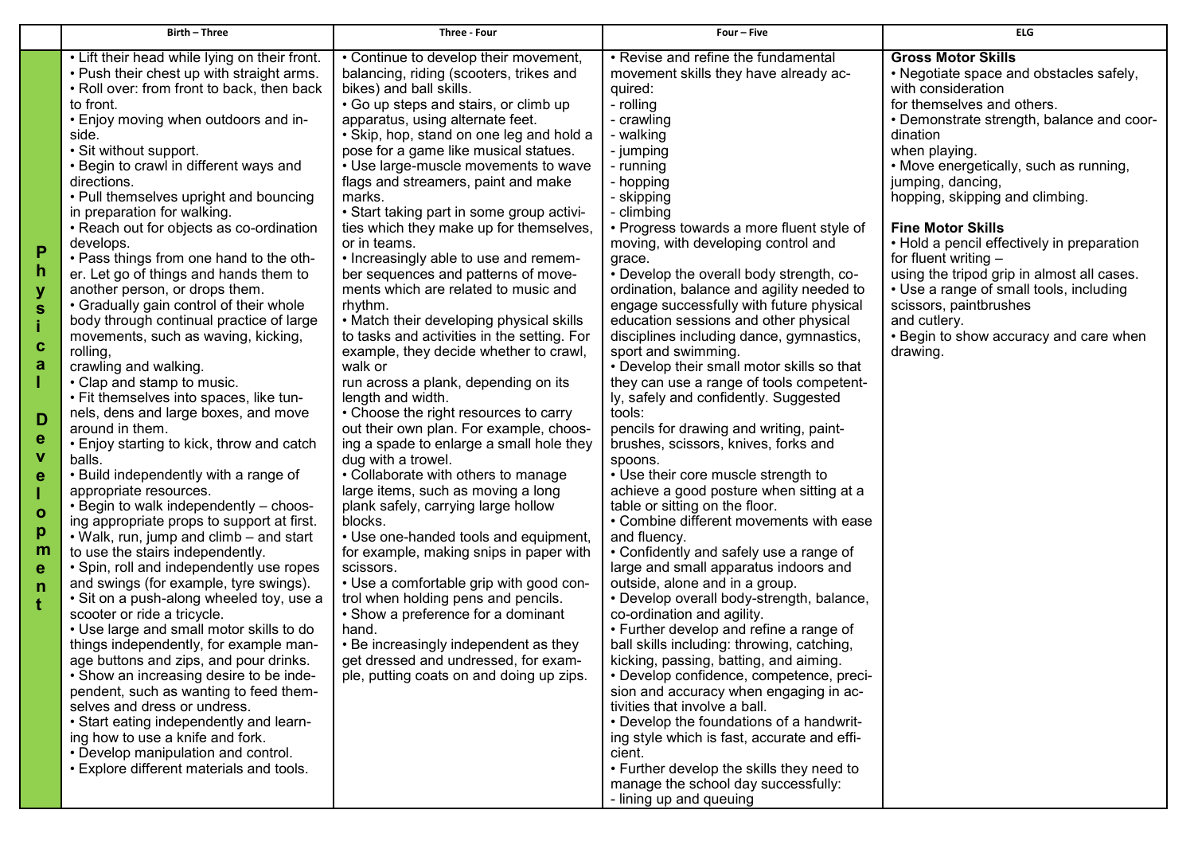| | Birth – Three | Three - Four | Four – Five | ELG |
|---|---|---|---|---|
| **Physical Development** | • Lift their head while lying on their front.<br>• Push their chest up with straight arms.<br>• Roll over: from front to back, then back to front.<br>• Enjoy moving when outdoors and inside.<br>• Sit without support.<br>• Begin to crawl in different ways and directions.<br>• Pull themselves upright and bouncing in preparation for walking.<br>• Reach out for objects as co-ordination develops.<br>• Pass things from one hand to the other. Let go of things and hands them to another person, or drops them.<br>• Gradually gain control of their whole body through continual practice of large movements, such as waving, kicking, rolling, crawling and walking.<br>• Clap and stamp to music.<br>• Fit themselves into spaces, like tunnels, dens and large boxes, and move around in them.<br>• Enjoy starting to kick, throw and catch balls.<br>• Build independently with a range of appropriate resources.<br>• Begin to walk independently – choosing appropriate props to support at first.<br>• Walk, run, jump and climb – and start to use the stairs independently.<br>• Spin, roll and independently use ropes and swings (for example, tyre swings).<br>• Sit on a push-along wheeled toy, use a scooter or ride a tricycle.<br>• Use large and small motor skills to do things independently, for example manage buttons and zips, and pour drinks.<br>• Show an increasing desire to be independent, such as wanting to feed themselves and dress or undress.<br>• Start eating independently and learning how to use a knife and fork.<br>• Develop manipulation and control.<br>• Explore different materials and tools. | • Continue to develop their movement, balancing, riding (scooters, trikes and bikes) and ball skills.<br>• Go up steps and stairs, or climb up apparatus, using alternate feet.<br>• Skip, hop, stand on one leg and hold a pose for a game like musical statues.<br>• Use large-muscle movements to wave flags and streamers, paint and make marks.<br>• Start taking part in some group activities which they make up for themselves, or in teams.<br>• Increasingly able to use and remember sequences and patterns of movements which are related to music and rhythm.<br>• Match their developing physical skills to tasks and activities in the setting. For example, they decide whether to crawl, walk or run across a plank, depending on its length and width.<br>• Choose the right resources to carry out their own plan. For example, choosing a spade to enlarge a small hole they dug with a trowel.<br>• Collaborate with others to manage large items, such as moving a long plank safely, carrying large hollow blocks.<br>• Use one-handed tools and equipment, for example, making snips in paper with scissors.<br>• Use a comfortable grip with good control when holding pens and pencils.<br>• Show a preference for a dominant hand.<br>• Be increasingly independent as they get dressed and undressed, for example, putting coats on and doing up zips. | • Revise and refine the fundamental movement skills they have already acquired:<br>- rolling<br>- crawling<br>- walking<br>- jumping<br>- running<br>- hopping<br>- skipping<br>- climbing<br>• Progress towards a more fluent style of moving, with developing control and grace.<br>• Develop the overall body strength, co-ordination, balance and agility needed to engage successfully with future physical education sessions and other physical disciplines including dance, gymnastics, sport and swimming.<br>• Develop their small motor skills so that they can use a range of tools competently, safely and confidently. Suggested tools:<br>pencils for drawing and writing, paintbrushes, scissors, knives, forks and spoons.<br>• Use their core muscle strength to achieve a good posture when sitting at a table or sitting on the floor.<br>• Combine different movements with ease and fluency.<br>• Confidently and safely use a range of large and small apparatus indoors and outside, alone and in a group.<br>• Develop overall body-strength, balance, co-ordination and agility.<br>• Further develop and refine a range of ball skills including: throwing, catching, kicking, passing, batting, and aiming.<br>• Develop confidence, competence, precision and accuracy when engaging in activities that involve a ball.<br>• Develop the foundations of a handwriting style which is fast, accurate and efficient.<br>• Further develop the skills they need to manage the school day successfully:<br>- lining up and queuing | **Gross Motor Skills**<br>• Negotiate space and obstacles safely, with consideration for themselves and others.<br>• Demonstrate strength, balance and coordination when playing.<br>• Move energetically, such as running, jumping, dancing, hopping, skipping and climbing.<br><br>**Fine Motor Skills**<br>• Hold a pencil effectively in preparation for fluent writing – using the tripod grip in almost all cases.<br>• Use a range of small tools, including scissors, paintbrushes and cutlery.<br>• Begin to show accuracy and care when drawing. |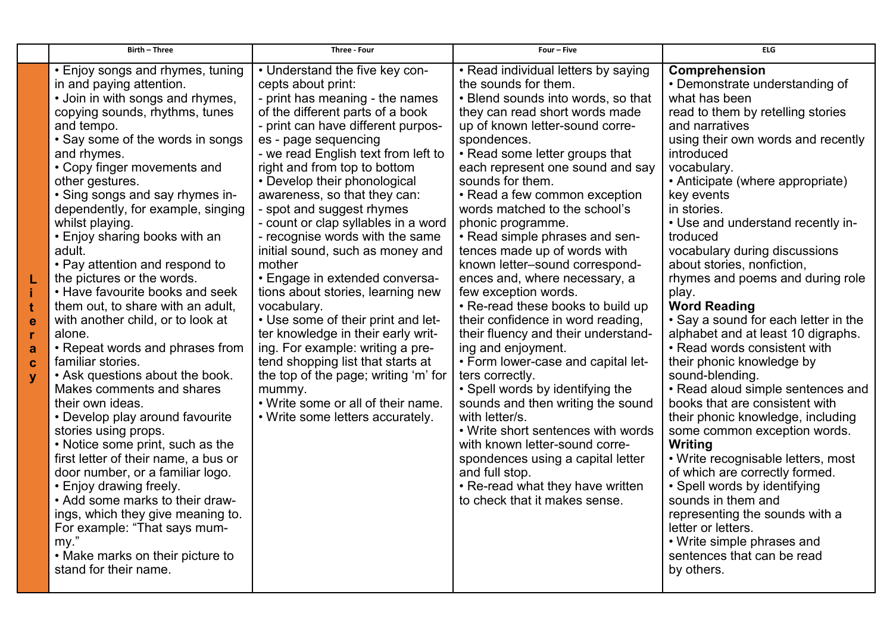| | Birth – Three | Three - Four | Four – Five | ELG |
|---|---|---|---|---|
| Literacy | • Enjoy songs and rhymes, tuning in and paying attention.<br>• Join in with songs and rhymes, copying sounds, rhythms, tunes and tempo.<br>• Say some of the words in songs and rhymes.<br>• Copy finger movements and other gestures.<br>• Sing songs and say rhymes independently, for example, singing whilst playing.<br>• Enjoy sharing books with an adult.<br>• Pay attention and respond to the pictures or the words.<br>• Have favourite books and seek them out, to share with an adult, with another child, or to look at alone.<br>• Repeat words and phrases from familiar stories.<br>• Ask questions about the book. Makes comments and shares their own ideas.<br>• Develop play around favourite stories using props.<br>• Notice some print, such as the first letter of their name, a bus or door number, or a familiar logo.<br>• Enjoy drawing freely.<br>• Add some marks to their drawings, which they give meaning to. For example: "That says mummy."<br>• Make marks on their picture to stand for their name. | • Understand the five key concepts about print:<br>- print has meaning - the names of the different parts of a book<br>- print can have different purposes - page sequencing<br>- we read English text from left to right and from top to bottom<br>• Develop their phonological awareness, so that they can:<br>- spot and suggest rhymes<br>- count or clap syllables in a word<br>- recognise words with the same initial sound, such as money and mother<br>• Engage in extended conversations about stories, learning new vocabulary.<br>• Use some of their print and letter knowledge in their early writing. For example: writing a pretend shopping list that starts at the top of the page; writing 'm' for mummy.<br>• Write some or all of their name.<br>• Write some letters accurately. | • Read individual letters by saying the sounds for them.<br>• Blend sounds into words, so that they can read short words made up of known letter-sound correspondences.<br>• Read some letter groups that each represent one sound and say sounds for them.<br>• Read a few common exception words matched to the school's phonic programme.<br>• Read simple phrases and sentences made up of words with known letter–sound correspondences and, where necessary, a few exception words.<br>• Re-read these books to build up their confidence in word reading, their fluency and their understanding and enjoyment.<br>• Form lower-case and capital letters correctly.<br>• Spell words by identifying the sounds and then writing the sound with letter/s.<br>• Write short sentences with words with known letter-sound correspondences using a capital letter and full stop.<br>• Re-read what they have written to check that it makes sense. | **Comprehension**<br>• Demonstrate understanding of what has been read to them by retelling stories and narratives using their own words and recently introduced vocabulary.<br>• Anticipate (where appropriate) key events in stories.<br>• Use and understand recently introduced vocabulary during discussions about stories, nonfiction, rhymes and poems and during role play.<br>**Word Reading**<br>• Say a sound for each letter in the alphabet and at least 10 digraphs.<br>• Read words consistent with their phonic knowledge by sound-blending.<br>• Read aloud simple sentences and books that are consistent with their phonic knowledge, including some common exception words.<br>**Writing**<br>• Write recognisable letters, most of which are correctly formed.<br>• Spell words by identifying sounds in them and representing the sounds with a letter or letters.<br>• Write simple phrases and sentences that can be read by others. |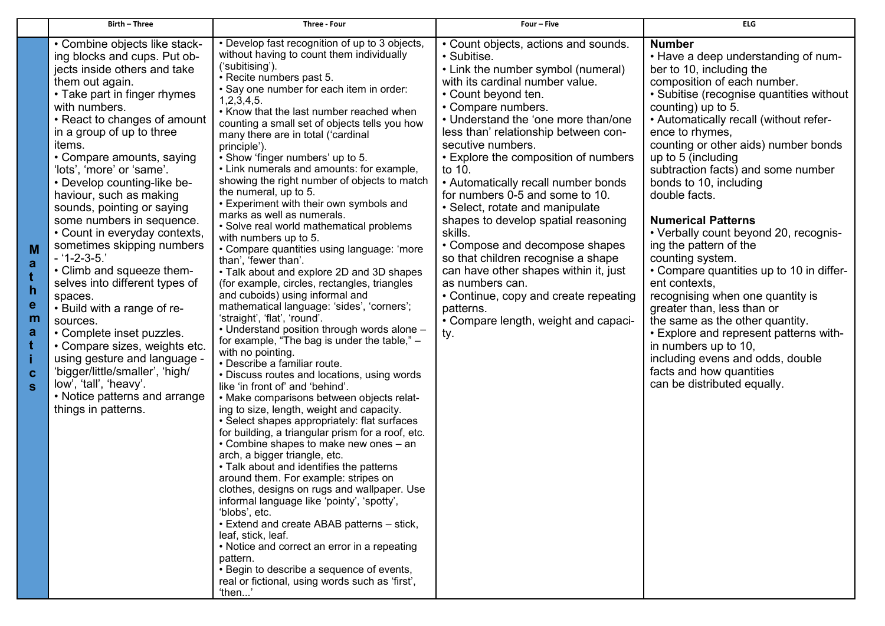| | Birth – Three | Three - Four | Four – Five | ELG |
|---|---|---|---|---|
| **Mathematics** | • Combine objects like stacking blocks and cups. Put objects inside others and take them out again.<br>• Take part in finger rhymes with numbers.<br>• React to changes of amount in a group of up to three items.<br>• Compare amounts, saying 'lots', 'more' or 'same'.<br>• Develop counting-like behaviour, such as making sounds, pointing or saying some numbers in sequence.<br>• Count in everyday contexts, sometimes skipping numbers - '1-2-3-5.'<br>• Climb and squeeze themselves into different types of spaces.<br>• Build with a range of resources.<br>• Complete inset puzzles.<br>• Compare sizes, weights etc. using gesture and language - 'bigger/little/smaller', 'high/low', 'tall', 'heavy'.<br>• Notice patterns and arrange things in patterns. | • Develop fast recognition of up to 3 objects, without having to count them individually ('subitising').<br>• Recite numbers past 5.<br>• Say one number for each item in order: 1,2,3,4,5.<br>• Know that the last number reached when counting a small set of objects tells you how many there are in total ('cardinal principle').<br>• Show 'finger numbers' up to 5.<br>• Link numerals and amounts: for example, showing the right number of objects to match the numeral, up to 5.<br>• Experiment with their own symbols and marks as well as numerals.<br>• Solve real world mathematical problems with numbers up to 5.<br>• Compare quantities using language: 'more than', 'fewer than'.<br>• Talk about and explore 2D and 3D shapes (for example, circles, rectangles, triangles and cuboids) using informal and mathematical language: 'sides', 'corners'; 'straight', 'flat', 'round'.<br>• Understand position through words alone – for example, "The bag is under the table," – with no pointing.<br>• Describe a familiar route.<br>• Discuss routes and locations, using words like 'in front of' and 'behind'.<br>• Make comparisons between objects relating to size, length, weight and capacity.<br>• Select shapes appropriately: flat surfaces for building, a triangular prism for a roof, etc.<br>• Combine shapes to make new ones – an arch, a bigger triangle, etc.<br>• Talk about and identifies the patterns around them. For example: stripes on clothes, designs on rugs and wallpaper. Use informal language like 'pointy', 'spotty', 'blobs', etc.<br>• Extend and create ABAB patterns – stick, leaf, stick, leaf.<br>• Notice and correct an error in a repeating pattern.<br>• Begin to describe a sequence of events, real or fictional, using words such as 'first', 'then...' | • Count objects, actions and sounds.<br>• Subitise.<br>• Link the number symbol (numeral) with its cardinal number value.<br>• Count beyond ten.<br>• Compare numbers.<br>• Understand the 'one more than/one less than' relationship between consecutive numbers.<br>• Explore the composition of numbers to 10.<br>• Automatically recall number bonds for numbers 0-5 and some to 10.<br>• Select, rotate and manipulate shapes to develop spatial reasoning skills.<br>• Compose and decompose shapes so that children recognise a shape can have other shapes within it, just as numbers can.<br>• Continue, copy and create repeating patterns.<br>• Compare length, weight and capacity. | **Number**<br>• Have a deep understanding of number to 10, including the composition of each number.<br>• Subitise (recognise quantities without counting) up to 5.<br>• Automatically recall (without reference to rhymes, counting or other aids) number bonds up to 5 (including subtraction facts) and some number bonds to 10, including double facts.<br><br>**Numerical Patterns**<br>• Verbally count beyond 20, recognising the pattern of the counting system.<br>• Compare quantities up to 10 in different contexts, recognising when one quantity is greater than, less than or the same as the other quantity.<br>• Explore and represent patterns within numbers up to 10, including evens and odds, double facts and how quantities can be distributed equally. |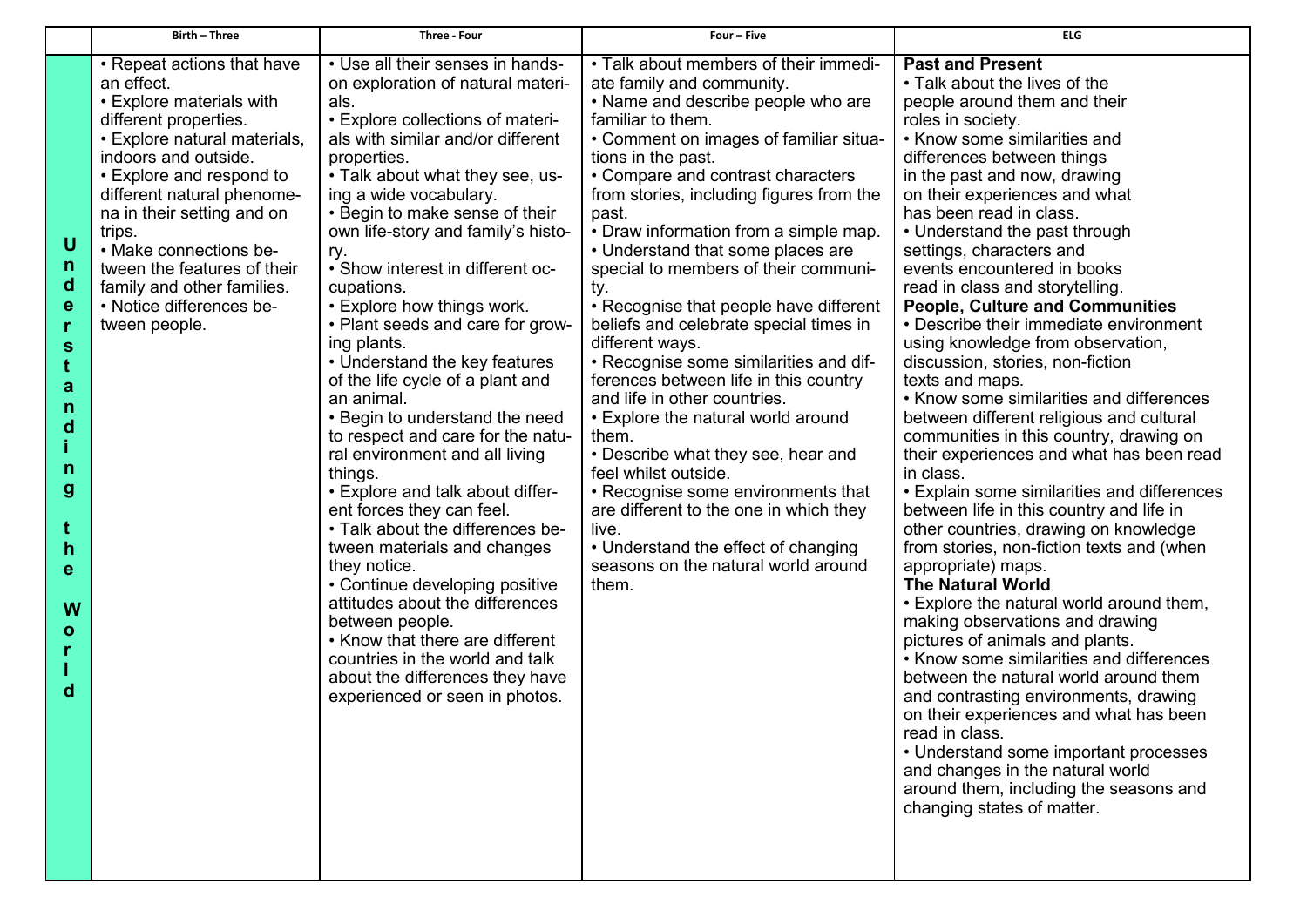| | Birth – Three | Three - Four | Four – Five | ELG |
|---|---|---|---|---|
| **Understanding the World** | • Repeat actions that have an effect.<br>• Explore materials with different properties.<br>• Explore natural materials, indoors and outside.<br>• Explore and respond to different natural phenomena in their setting and on trips.<br>• Make connections between the features of their family and other families.<br>• Notice differences between people. | • Use all their senses in hands-on exploration of natural materials.<br>• Explore collections of materials with similar and/or different properties.<br>• Talk about what they see, using a wide vocabulary.<br>• Begin to make sense of their own life-story and family's history.<br>• Show interest in different occupations.<br>• Explore how things work.<br>• Plant seeds and care for growing plants.<br>• Understand the key features of the life cycle of a plant and an animal.<br>• Begin to understand the need to respect and care for the natural environment and all living things.<br>• Explore and talk about different forces they can feel.<br>• Talk about the differences between materials and changes they notice.<br>• Continue developing positive attitudes about the differences between people.<br>• Know that there are different countries in the world and talk about the differences they have experienced or seen in photos. | • Talk about members of their immediate family and community.<br>• Name and describe people who are familiar to them.<br>• Comment on images of familiar situations in the past.<br>• Compare and contrast characters from stories, including figures from the past.<br>• Draw information from a simple map.<br>• Understand that some places are special to members of their community.<br>• Recognise that people have different beliefs and celebrate special times in different ways.<br>• Recognise some similarities and differences between life in this country and life in other countries.<br>• Explore the natural world around them.<br>• Describe what they see, hear and feel whilst outside.<br>• Recognise some environments that are different to the one in which they live.<br>• Understand the effect of changing seasons on the natural world around them. | **Past and Present**<br>• Talk about the lives of the people around them and their roles in society.<br>• Know some similarities and differences between things in the past and now, drawing on their experiences and what has been read in class.<br>• Understand the past through settings, characters and events encountered in books read in class and storytelling.<br>**People, Culture and Communities**<br>• Describe their immediate environment using knowledge from observation, discussion, stories, non-fiction texts and maps.<br>• Know some similarities and differences between different religious and cultural communities in this country, drawing on their experiences and what has been read in class.<br>• Explain some similarities and differences between life in this country and life in other countries, drawing on knowledge from stories, non-fiction texts and (when appropriate) maps.<br>**The Natural World**<br>• Explore the natural world around them, making observations and drawing pictures of animals and plants.<br>• Know some similarities and differences between the natural world around them and contrasting environments, drawing on their experiences and what has been read in class.<br>• Understand some important processes and changes in the natural world around them, including the seasons and changing states of matter. |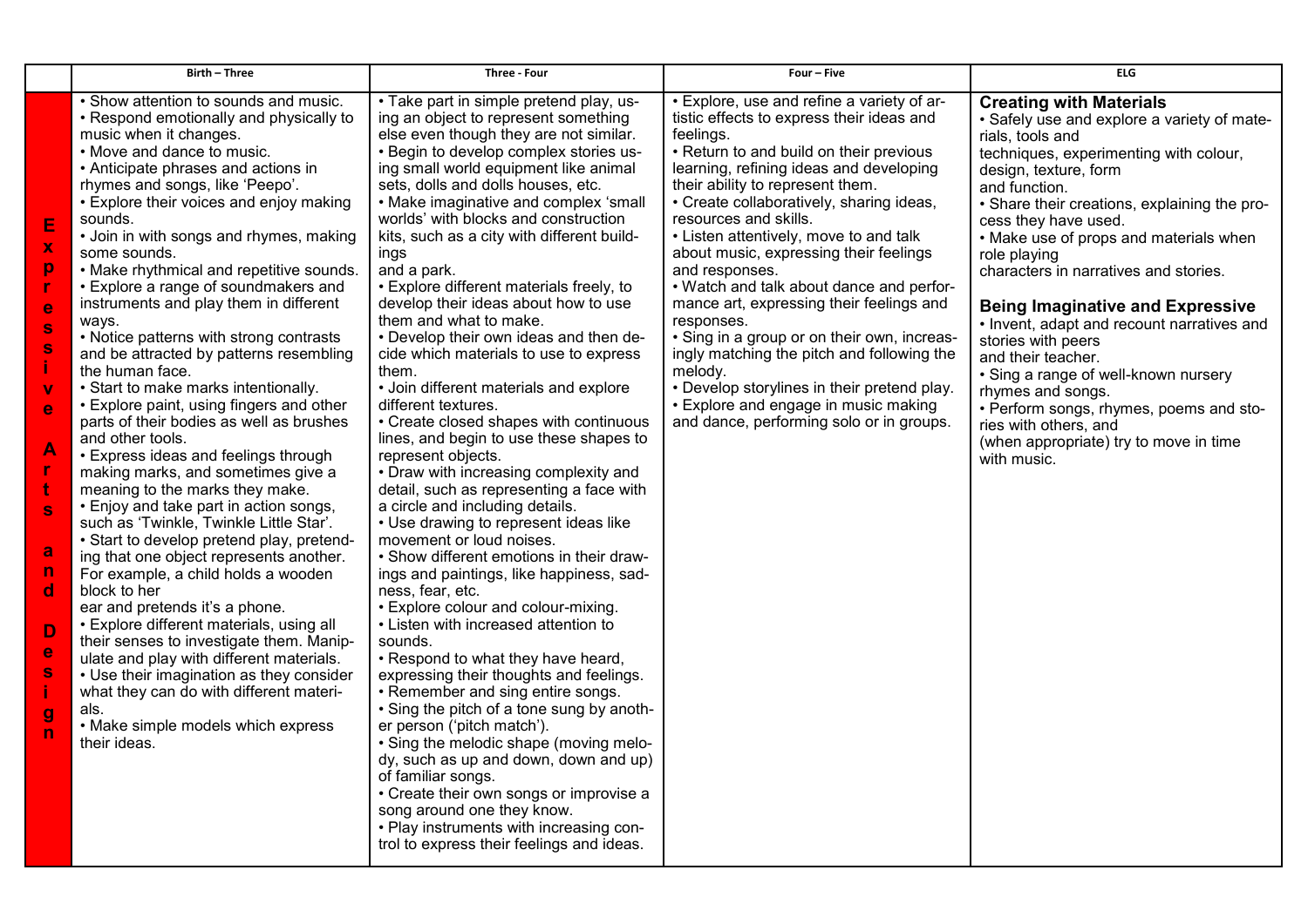| | Birth – Three | Three - Four | Four – Five | ELG |
|---|---|---|---|---|
| **Expressive Arts and Design** | • Show attention to sounds and music.<br>• Respond emotionally and physically to music when it changes.<br>• Move and dance to music.<br>• Anticipate phrases and actions in rhymes and songs, like 'Peepo'.<br>• Explore their voices and enjoy making sounds.<br>• Join in with songs and rhymes, making some sounds.<br>• Make rhythmical and repetitive sounds.<br>• Explore a range of soundmakers and instruments and play them in different ways.<br>• Notice patterns with strong contrasts and be attracted by patterns resembling the human face.<br>• Start to make marks intentionally.<br>• Explore paint, using fingers and other parts of their bodies as well as brushes and other tools.<br>• Express ideas and feelings through making marks, and sometimes give a meaning to the marks they make.<br>• Enjoy and take part in action songs, such as 'Twinkle, Twinkle Little Star'.<br>• Start to develop pretend play, pretending that one object represents another. For example, a child holds a wooden block to her ear and pretends it's a phone.<br>• Explore different materials, using all their senses to investigate them. Manipulate and play with different materials.<br>• Use their imagination as they consider what they can do with different materials.<br>• Make simple models which express their ideas. | • Take part in simple pretend play, using an object to represent something else even though they are not similar.<br>• Begin to develop complex stories using small world equipment like animal sets, dolls and dolls houses, etc.<br>• Make imaginative and complex 'small worlds' with blocks and construction kits, such as a city with different buildings and a park.<br>• Explore different materials freely, to develop their ideas about how to use them and what to make.<br>• Develop their own ideas and then decide which materials to use to express them.<br>• Join different materials and explore different textures.<br>• Create closed shapes with continuous lines, and begin to use these shapes to represent objects.<br>• Draw with increasing complexity and detail, such as representing a face with a circle and including details.<br>• Use drawing to represent ideas like movement or loud noises.<br>• Show different emotions in their drawings and paintings, like happiness, sadness, fear, etc.<br>• Explore colour and colour-mixing.<br>• Listen with increased attention to sounds.<br>• Respond to what they have heard, expressing their thoughts and feelings.<br>• Remember and sing entire songs.<br>• Sing the pitch of a tone sung by another person ('pitch match').<br>• Sing the melodic shape (moving melody, such as up and down, down and up) of familiar songs.<br>• Create their own songs or improvise a song around one they know.<br>• Play instruments with increasing control to express their feelings and ideas. | • Explore, use and refine a variety of artistic effects to express their ideas and feelings.<br>• Return to and build on their previous learning, refining ideas and developing their ability to represent them.<br>• Create collaboratively, sharing ideas, resources and skills.<br>• Listen attentively, move to and talk about music, expressing their feelings and responses.<br>• Watch and talk about dance and performance art, expressing their feelings and responses.<br>• Sing in a group or on their own, increasingly matching the pitch and following the melody.<br>• Develop storylines in their pretend play.<br>• Explore and engage in music making and dance, performing solo or in groups. | **Creating with Materials**<br>• Safely use and explore a variety of materials, tools and techniques, experimenting with colour, design, texture, form and function.<br>• Share their creations, explaining the process they have used.<br>• Make use of props and materials when role playing characters in narratives and stories.<br><br>**Being Imaginative and Expressive**<br>• Invent, adapt and recount narratives and stories with peers and their teacher.<br>• Sing a range of well-known nursery rhymes and songs.<br>• Perform songs, rhymes, poems and stories with others, and (when appropriate) try to move in time with music. |